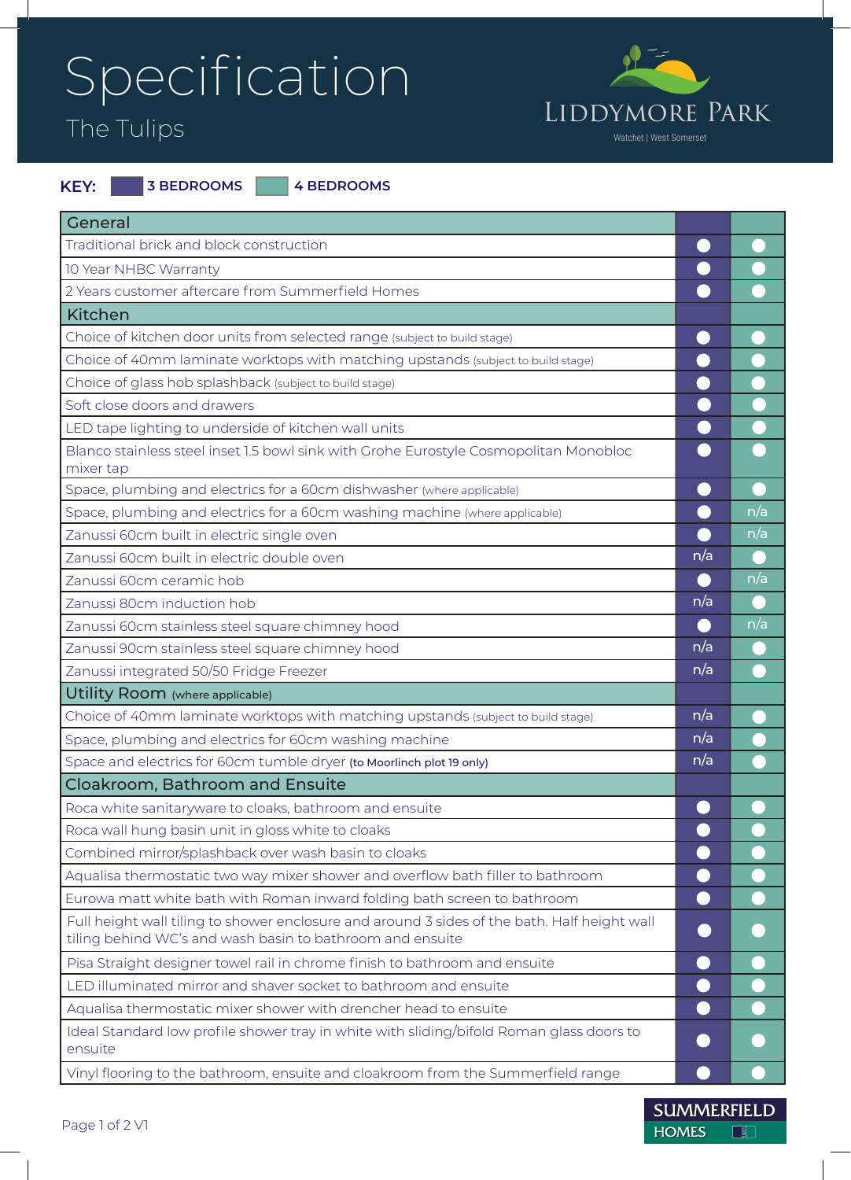# Specification

The Tulips

LIDDYMORE PARK

Watchet | West Somerset

**KEY:** 3 BEDROOMS | 4 BEDROOMS

| | 3 Bedrooms | 4 Bedrooms |
|---|---|---|
| **General** | | |
| Traditional brick and block construction | ● | ● |
| 10 Year NHBC Warranty | ● | ● |
| 2 Years customer aftercare from Summerfield Homes | ● | ● |
| **Kitchen** | | |
| Choice of kitchen door units from selected range (subject to build stage) | ● | ● |
| Choice of 40mm laminate worktops with matching upstands (subject to build stage) | ● | ● |
| Choice of glass hob splashback (subject to build stage) | ● | ● |
| Soft close doors and drawers | ● | ● |
| LED tape lighting to underside of kitchen wall units | ● | ● |
| Blanco stainless steel inset 1.5 bowl sink with Grohe Eurostyle Cosmopolitan Monobloc mixer tap | ● | ● |
| Space, plumbing and electrics for a 60cm dishwasher (where applicable) | ● | ● |
| Space, plumbing and electrics for a 60cm washing machine (where applicable) | ● | n/a |
| Zanussi 60cm built in electric single oven | ● | n/a |
| Zanussi 60cm built in electric double oven | n/a | ● |
| Zanussi 60cm ceramic hob | ● | n/a |
| Zanussi 80cm induction hob | n/a | ● |
| Zanussi 60cm stainless steel square chimney hood | ● | n/a |
| Zanussi 90cm stainless steel square chimney hood | n/a | ● |
| Zanussi integrated 50/50 Fridge Freezer | n/a | ● |
| **Utility Room** (where applicable) | | |
| Choice of 40mm laminate worktops with matching upstands (subject to build stage) | n/a | ● |
| Space, plumbing and electrics for 60cm washing machine | n/a | ● |
| Space and electrics for 60cm tumble dryer (to Moorlinch plot 19 only) | n/a | ● |
| **Cloakroom, Bathroom and Ensuite** | | |
| Roca white sanitaryware to cloaks, bathroom and ensuite | ● | ● |
| Roca wall hung basin unit in gloss white to cloaks | ● | ● |
| Combined mirror/splashback over wash basin to cloaks | ● | ● |
| Aqualisa thermostatic two way mixer shower and overflow bath filler to bathroom | ● | ● |
| Eurowa matt white bath with Roman inward folding bath screen to bathroom | ● | ● |
| Full height wall tiling to shower enclosure and around 3 sides of the bath. Half height wall tiling behind WC's and wash basin to bathroom and ensuite | ● | ● |
| Pisa Straight designer towel rail in chrome finish to bathroom and ensuite | ● | ● |
| LED illuminated mirror and shaver socket to bathroom and ensuite | ● | ● |
| Aqualisa thermostatic mixer shower with drencher head to ensuite | ● | ● |
| Ideal Standard low profile shower tray in white with sliding/bifold Roman glass doors to ensuite | ● | ● |
| Vinyl flooring to the bathroom, ensuite and cloakroom from the Summerfield range | ● | ● |

SUMMERFIELD HOMES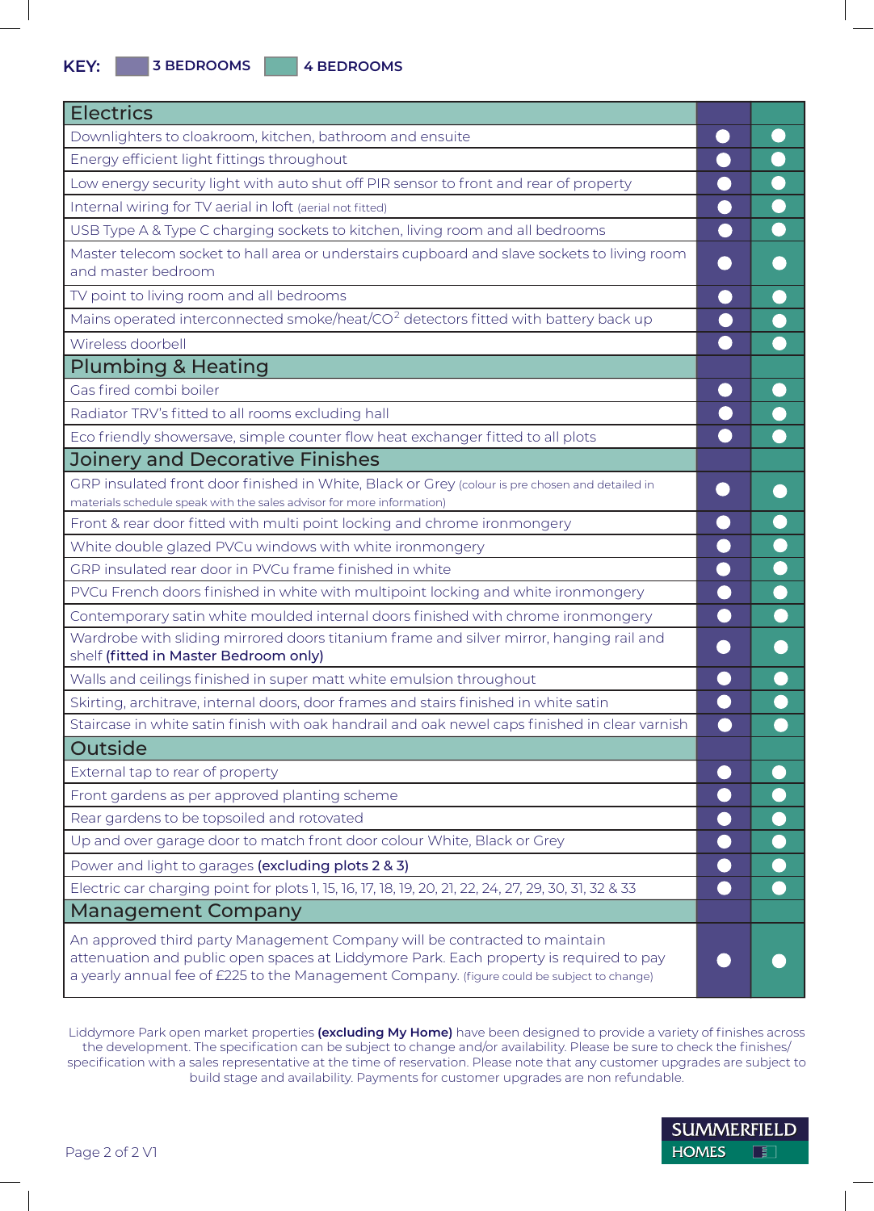**KEY:** 3 BEDROOMS | 4 BEDROOMS

| Electrics | 3 Bedrooms | 4 Bedrooms |
|---|---|---|
| Downlighters to cloakroom, kitchen, bathroom and ensuite | ● | ● |
| Energy efficient light fittings throughout | ● | ● |
| Low energy security light with auto shut off PIR sensor to front and rear of property | ● | ● |
| Internal wiring for TV aerial in loft (aerial not fitted) | ● | ● |
| USB Type A & Type C charging sockets to kitchen, living room and all bedrooms | ● | ● |
| Master telecom socket to hall area or understairs cupboard and slave sockets to living room and master bedroom | ● | ● |
| TV point to living room and all bedrooms | ● | ● |
| Mains operated interconnected smoke/heat/$CO^2$ detectors fitted with battery back up | ● | ● |
| Wireless doorbell | ● | ● |
| **Plumbing & Heating** | | |
| Gas fired combi boiler | ● | ● |
| Radiator TRV's fitted to all rooms excluding hall | ● | ● |
| Eco friendly showersave, simple counter flow heat exchanger fitted to all plots | ● | ● |
| **Joinery and Decorative Finishes** | | |
| GRP insulated front door finished in White, Black or Grey (colour is pre chosen and detailed in materials schedule speak with the sales advisor for more information) | ● | ● |
| Front & rear door fitted with multi point locking and chrome ironmongery | ● | ● |
| White double glazed PVCu windows with white ironmongery | ● | ● |
| GRP insulated rear door in PVCu frame finished in white | ● | ● |
| PVCu French doors finished in white with multipoint locking and white ironmongery | ● | ● |
| Contemporary satin white moulded internal doors finished with chrome ironmongery | ● | ● |
| Wardrobe with sliding mirrored doors titanium frame and silver mirror, hanging rail and shelf **(fitted in Master Bedroom only)** | ● | ● |
| Walls and ceilings finished in super matt white emulsion throughout | ● | ● |
| Skirting, architrave, internal doors, door frames and stairs finished in white satin | ● | ● |
| Staircase in white satin finish with oak handrail and oak newel caps finished in clear varnish | ● | ● |
| **Outside** | | |
| External tap to rear of property | ● | ● |
| Front gardens as per approved planting scheme | ● | ● |
| Rear gardens to be topsoiled and rotovated | ● | ● |
| Up and over garage door to match front door colour White, Black or Grey | ● | ● |
| Power and light to garages **(excluding plots 2 & 3)** | ● | ● |
| Electric car charging point for plots 1, 15, 16, 17, 18, 19, 20, 21, 22, 24, 27, 29, 30, 31, 32 & 33 | ● | ● |
| **Management Company** | | |
| An approved third party Management Company will be contracted to maintain attenuation and public open spaces at Liddymore Park. Each property is required to pay a yearly annual fee of £225 to the Management Company. (figure could be subject to change) | ● | ● |

Liddymore Park open market properties **(excluding My Home)** have been designed to provide a variety of finishes across the development. The specification can be subject to change and/or availability. Please be sure to check the finishes/specification with a sales representative at the time of reservation. Please note that any customer upgrades are subject to build stage and availability. Payments for customer upgrades are non refundable.

SUMMERFIELD HOMES